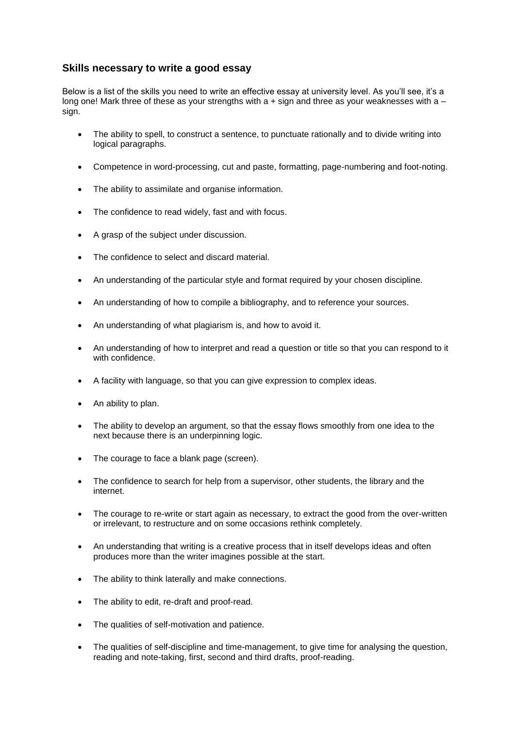### Skills necessary to write a good essay

Below is a list of the skills you need to write an effective essay at university level. As you'll see, it's a long one! Mark three of these as your strengths with a + sign and three as your weaknesses with a – sign.

- The ability to spell, to construct a sentence, to punctuate rationally and to divide writing into logical paragraphs.
- Competence in word-processing, cut and paste, formatting, page-numbering and foot-noting.
- The ability to assimilate and organise information.
- The confidence to read widely, fast and with focus.
- A grasp of the subject under discussion.
- The confidence to select and discard material.
- An understanding of the particular style and format required by your chosen discipline.
- An understanding of how to compile a bibliography, and to reference your sources.
- An understanding of what plagiarism is, and how to avoid it.
- An understanding of how to interpret and read a question or title so that you can respond to it with confidence.
- A facility with language, so that you can give expression to complex ideas.
- An ability to plan.
- The ability to develop an argument, so that the essay flows smoothly from one idea to the next because there is an underpinning logic.
- The courage to face a blank page (screen).
- The confidence to search for help from a supervisor, other students, the library and the internet.
- The courage to re-write or start again as necessary, to extract the good from the over-written or irrelevant, to restructure and on some occasions rethink completely.
- An understanding that writing is a creative process that in itself develops ideas and often produces more than the writer imagines possible at the start.
- The ability to think laterally and make connections.
- The ability to edit, re-draft and proof-read.
- The qualities of self-motivation and patience.
- The qualities of self-discipline and time-management, to give time for analysing the question, reading and note-taking, first, second and third drafts, proof-reading.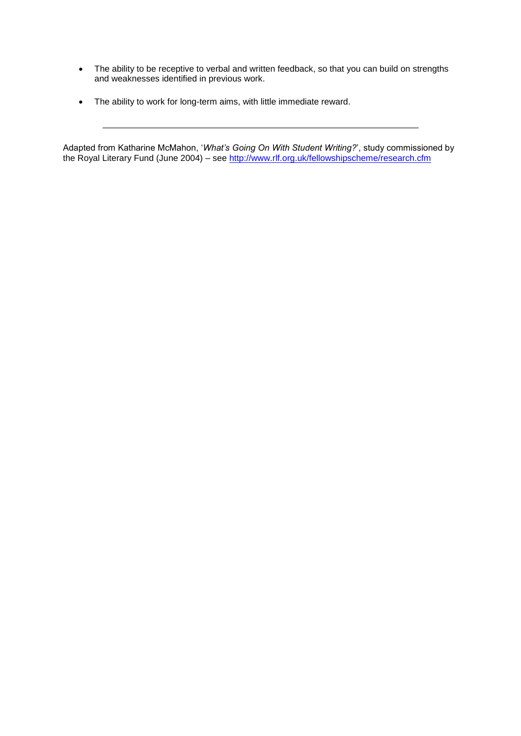- The ability to be receptive to verbal and written feedback, so that you can build on strengths and weaknesses identified in previous work.
- The ability to work for long-term aims, with little immediate reward.

---

Adapted from Katharine McMahon, '*What's Going On With Student Writing?*', study commissioned by the Royal Literary Fund (June 2004) – see [http://www.rlf.org.uk/fellowshipscheme/research.cfm](http://www.rlf.org.uk/fellowshipscheme/research.cfm)